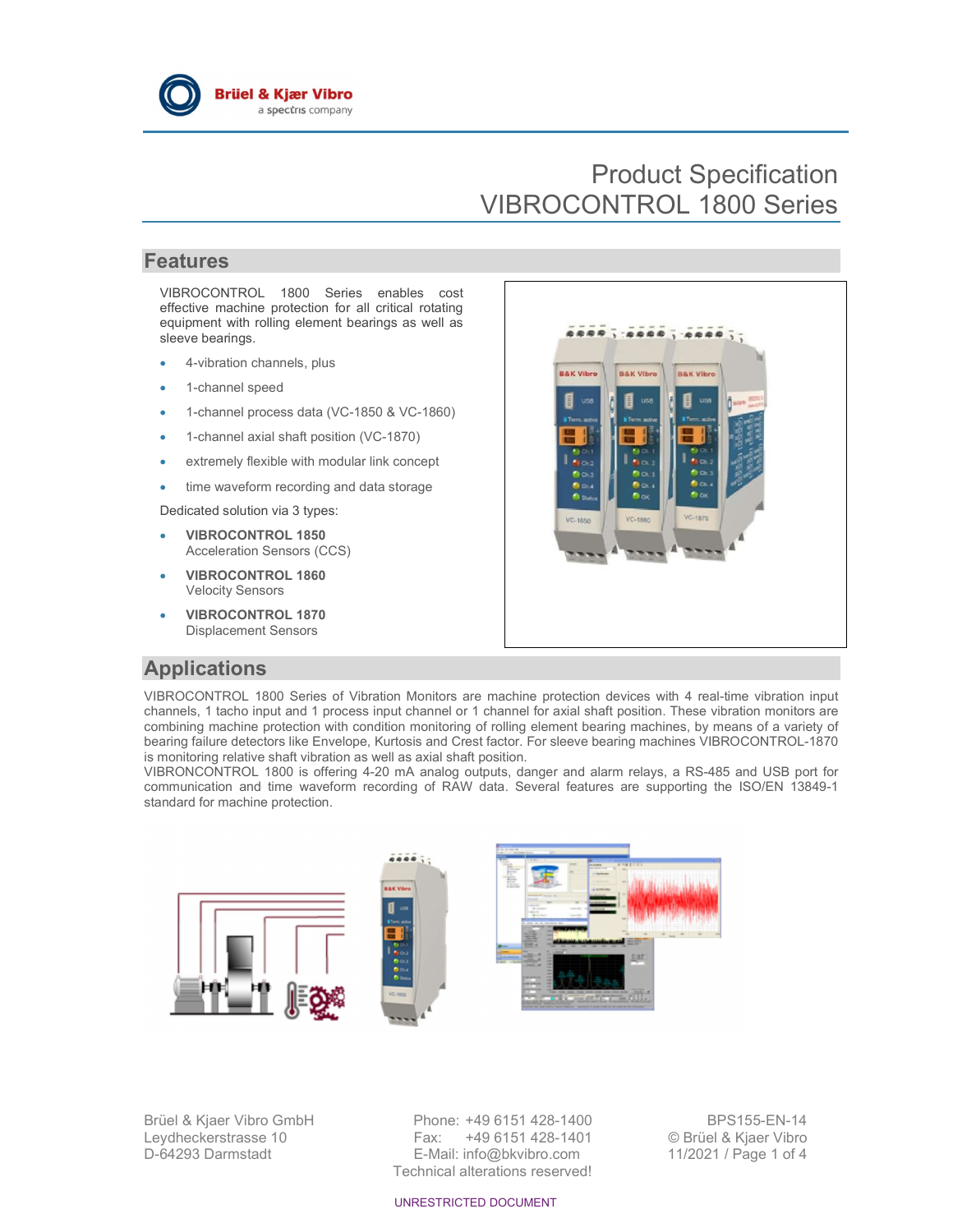# Product Specification
# VIBROCONTROL 1800 Series

## Features

VIBROCONTROL 1800 Series enables cost effective machine protection for all critical rotating equipment with rolling element bearings as well as sleeve bearings.

- 4-vibration channels, plus
- 1-channel speed
- 1-channel process data (VC-1850 & VC-1860)
- 1-channel axial shaft position (VC-1870)
- extremely flexible with modular link concept
- time waveform recording and data storage

Dedicated solution via 3 types:

- **VIBROCONTROL 1850**
  Acceleration Sensors (CCS)
- **VIBROCONTROL 1860**
  Velocity Sensors
- **VIBROCONTROL 1870**
  Displacement Sensors

## Applications

VIBROCONTROL 1800 Series of Vibration Monitors are machine protection devices with 4 real-time vibration input channels, 1 tacho input and 1 process input channel or 1 channel for axial shaft position. These vibration monitors are combining machine protection with condition monitoring of rolling element bearing machines, by means of a variety of bearing failure detectors like Envelope, Kurtosis and Crest factor. For sleeve bearing machines VIBROCONTROL-1870 is monitoring relative shaft vibration as well as axial shaft position.
VIBRONCONTROL 1800 is offering 4-20 mA analog outputs, danger and alarm relays, a RS-485 and USB port for communication and time waveform recording of RAW data. Several features are supporting the ISO/EN 13849-1 standard for machine protection.

Brüel & Kjaer Vibro GmbH
Leydheckerstrasse 10
D-64293 Darmstadt

Phone: +49 6151 428-1400
Fax: +49 6151 428-1401
E-Mail: info@bkvibro.com
Technical alterations reserved!

BPS155-EN-14
© Brüel & Kjaer Vibro
11/2021

UNRESTRICTED DOCUMENT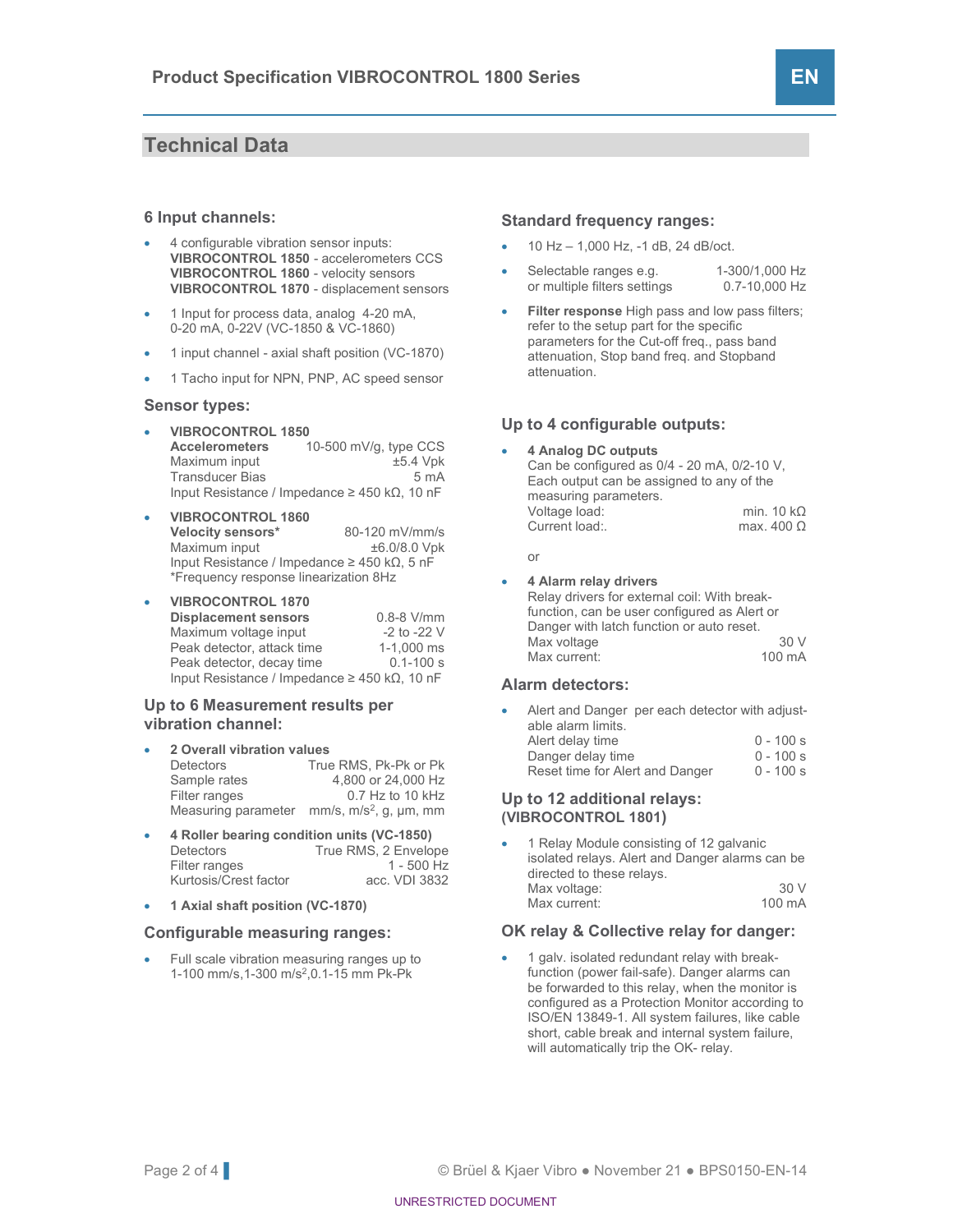## Technical Data

### 6 Input channels:

- 4 configurable vibration sensor inputs:
  **VIBROCONTROL 1850** - accelerometers CCS
  **VIBROCONTROL 1860** - velocity sensors
  **VIBROCONTROL 1870** - displacement sensors
- 1 Input for process data, analog 4-20 mA, 0-20 mA, 0-22V (VC-1850 & VC-1860)
- 1 input channel - axial shaft position (VC-1870)
- 1 Tacho input for NPN, PNP, AC speed sensor

### Sensor types:

- **VIBROCONTROL 1850**
  **Accelerometers** 10-500 mV/g, type CCS
  Maximum input ±5.4 Vpk
  Transducer Bias 5 mA
  Input Resistance / Impedance ≥ 450 kΩ, 10 nF
- **VIBROCONTROL 1860**
  **Velocity sensors*** 80-120 mV/mm/s
  Maximum input ±6.0/8.0 Vpk
  Input Resistance / Impedance ≥ 450 kΩ, 5 nF
  *Frequency response linearization 8Hz
- **VIBROCONTROL 1870**
  **Displacement sensors** 0.8-8 V/mm
  Maximum voltage input -2 to -22 V
  Peak detector, attack time 1-1,000 ms
  Peak detector, decay time 0.1-100 s
  Input Resistance / Impedance ≥ 450 kΩ, 10 nF

### Up to 6 Measurement results per vibration channel:

- **2 Overall vibration values**
  Detectors True RMS, Pk-Pk or Pk
  Sample rates 4,800 or 24,000 Hz
  Filter ranges 0.7 Hz to 10 kHz
  Measuring parameter mm/s, m/s$^2$, g, µm, mm
- **4 Roller bearing condition units (VC-1850)**
  Detectors True RMS, 2 Envelope
  Filter ranges 1 - 500 Hz
  Kurtosis/Crest factor acc. VDI 3832
- **1 Axial shaft position (VC-1870)**

### Configurable measuring ranges:

- Full scale vibration measuring ranges up to 1-100 mm/s, 1-300 m/s$^2$, 0.1-15 mm Pk-Pk

### Standard frequency ranges:

- 10 Hz – 1,000 Hz, -1 dB, 24 dB/oct.
- Selectable ranges e.g. 1-300/1,000 Hz
  or multiple filters settings 0.7-10,000 Hz
- **Filter response** High pass and low pass filters; refer to the setup part for the specific parameters for the Cut-off freq., pass band attenuation, Stop band freq. and Stopband attenuation.

### Up to 4 configurable outputs:

- **4 Analog DC outputs**
  Can be configured as 0/4 - 20 mA, 0/2-10 V, Each output can be assigned to any of the measuring parameters.
  Voltage load: min. 10 kΩ
  Current load:. max. 400 Ω

  or

- **4 Alarm relay drivers**
  Relay drivers for external coil: With break-function, can be user configured as Alert or Danger with latch function or auto reset.
  Max voltage 30 V
  Max current: 100 mA

### Alarm detectors:

- Alert and Danger per each detector with adjustable alarm limits.
  Alert delay time 0 - 100 s
  Danger delay time 0 - 100 s
  Reset time for Alert and Danger 0 - 100 s

### Up to 12 additional relays: (VIBROCONTROL 1801)

- 1 Relay Module consisting of 12 galvanic isolated relays. Alert and Danger alarms can be directed to these relays.
  Max voltage: 30 V
  Max current: 100 mA

### OK relay & Collective relay for danger:

- 1 galv. isolated redundant relay with break-function (power fail-safe). Danger alarms can be forwarded to this relay, when the monitor is configured as a Protection Monitor according to ISO/EN 13849-1. All system failures, like cable short, cable break and internal system failure, will automatically trip the OK- relay.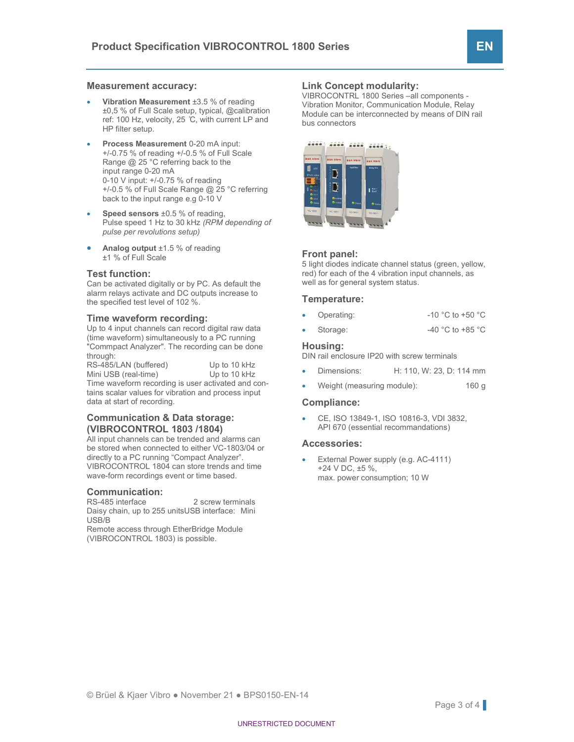## Measurement accuracy:

- **Vibration Measurement** ±3.5 % of reading ±0,5 % of Full Scale setup, typical, @calibration ref: 100 Hz, velocity, 25 ̊C, with current LP and HP filter setup.
- **Process Measurement** 0-20 mA input: +/-0.75 % of reading +/-0.5 % of Full Scale Range @ 25 °C referring back to the input range 0-20 mA
  0-10 V input: +/-0.75 % of reading +/-0.5 % of Full Scale Range @ 25 °C referring back to the input range e.g 0-10 V
- **Speed sensors** ±0.5 % of reading, Pulse speed 1 Hz to 30 kHz *(RPM depending of pulse per revolutions setup)*
- **Analog output** ±1.5 % of reading ±1 % of Full Scale

## Test function:

Can be activated digitally or by PC. As default the alarm relays activate and DC outputs increase to the specified test level of 102 %.

## Time waveform recording:

Up to 4 input channels can record digital raw data (time waveform) simultaneously to a PC running "Commpact Analyzer". The recording can be done through:

| | |
|---|---|
| RS-485/LAN (buffered) | Up to 10 kHz |
| Mini USB (real-time) | Up to 10 kHz |

Time waveform recording is user activated and contains scalar values for vibration and process input data at start of recording.

## Communication & Data storage: (VIBROCONTROL 1803 /1804)

All input channels can be trended and alarms can be stored when connected to either VC-1803/04 or directly to a PC running “Compact Analyzer”. VIBROCONTROL 1804 can store trends and time wave-form recordings event or time based.

## Communication:

RS-485 interface 2 screw terminals
Daisy chain, up to 255 unitsUSB interface: Mini USB/B
Remote access through EtherBridge Module (VIBROCONTROL 1803) is possible.

## Link Concept modularity:

VIBROCONTRL 1800 Series –all components - Vibration Monitor, Communication Module, Relay Module can be interconnected by means of DIN rail bus connectors

## Front panel:

5 light diodes indicate channel status (green, yellow, red) for each of the 4 vibration input channels, as well as for general system status.

## Temperature:

- Operating: -10 °C to +50 °C
- Storage: -40 °C to +85 °C

## Housing:

DIN rail enclosure IP20 with screw terminals

- Dimensions: H: 110, W: 23, D: 114 mm
- Weight (measuring module): 160 g

## Compliance:

- CE, ISO 13849-1, ISO 10816-3, VDI 3832, API 670 (essential recommandations)

## Accessories:

- External Power supply (e.g. AC-4111) +24 V DC, ±5 %, max. power consumption; 10 W

© Brüel & Kjaer Vibro ● November 21 ● BPS0150-EN-14

UNRESTRICTED DOCUMENT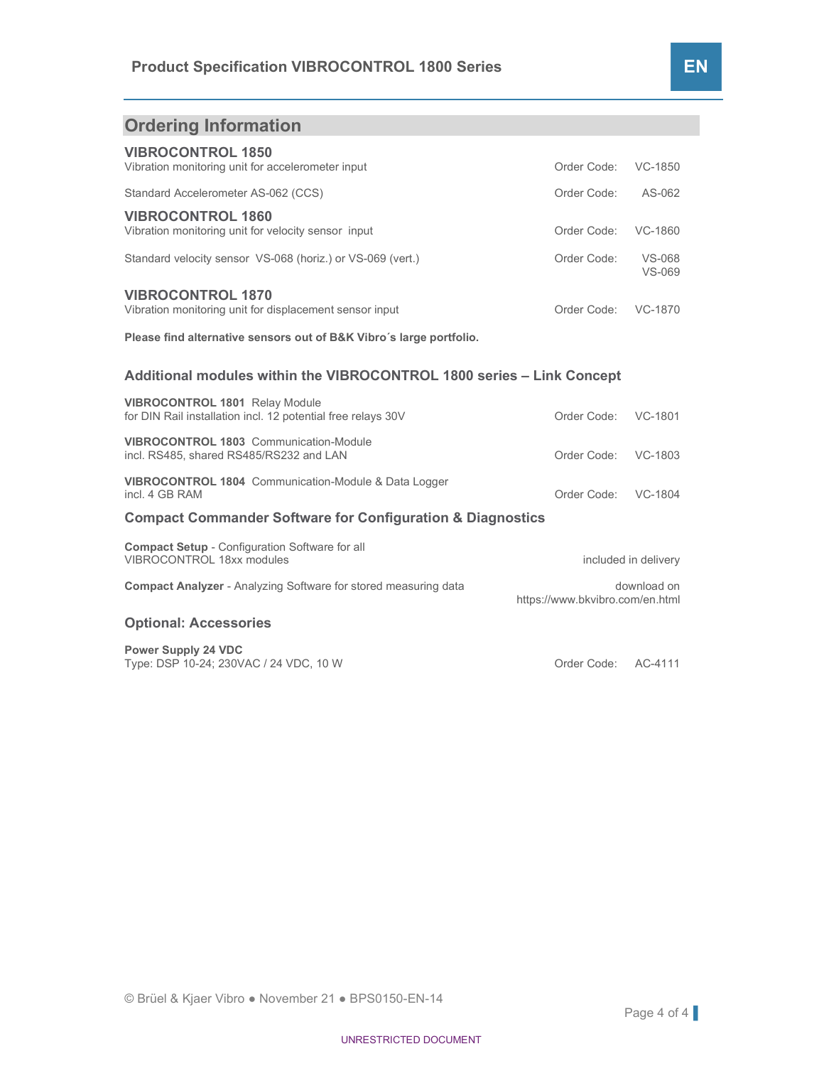## Ordering Information

### VIBROCONTROL 1850

| | | |
|---|---|---|
| Vibration monitoring unit for accelerometer input | Order Code: | VC-1850 |
| Standard Accelerometer AS-062 (CCS) | Order Code: | AS-062 |

### VIBROCONTROL 1860

| | | |
|---|---|---|
| Vibration monitoring unit for velocity sensor input | Order Code: | VC-1860 |
| Standard velocity sensor VS-068 (horiz.) or VS-069 (vert.) | Order Code: | VS-068<br>VS-069 |

### VIBROCONTROL 1870

| | | |
|---|---|---|
| Vibration monitoring unit for displacement sensor input | Order Code: | VC-1870 |

**Please find alternative sensors out of B&K Vibro´s large portfolio.**

### Additional modules within the VIBROCONTROL 1800 series – Link Concept

| | | |
|---|---|---|
| **VIBROCONTROL 1801** Relay Module<br>for DIN Rail installation incl. 12 potential free relays 30V | Order Code: | VC-1801 |
| **VIBROCONTROL 1803** Communication-Module<br>incl. RS485, shared RS485/RS232 and LAN | Order Code: | VC-1803 |
| **VIBROCONTROL 1804** Communication-Module & Data Logger<br>incl. 4 GB RAM | Order Code: | VC-1804 |

### Compact Commander Software for Configuration & Diagnostics

| | |
|---|---|
| **Compact Setup** - Configuration Software for all VIBROCONTROL 18xx modules | included in delivery |
| **Compact Analyzer** - Analyzing Software for stored measuring data | download on https://www.bkvibro.com/en.html |

### Optional: Accessories

| | | |
|---|---|---|
| **Power Supply 24 VDC**<br>Type: DSP 10-24; 230VAC / 24 VDC, 10 W | Order Code: | AC-4111 |

© Brüel & Kjaer Vibro ● November 21 ● BPS0150-EN-14

UNRESTRICTED DOCUMENT